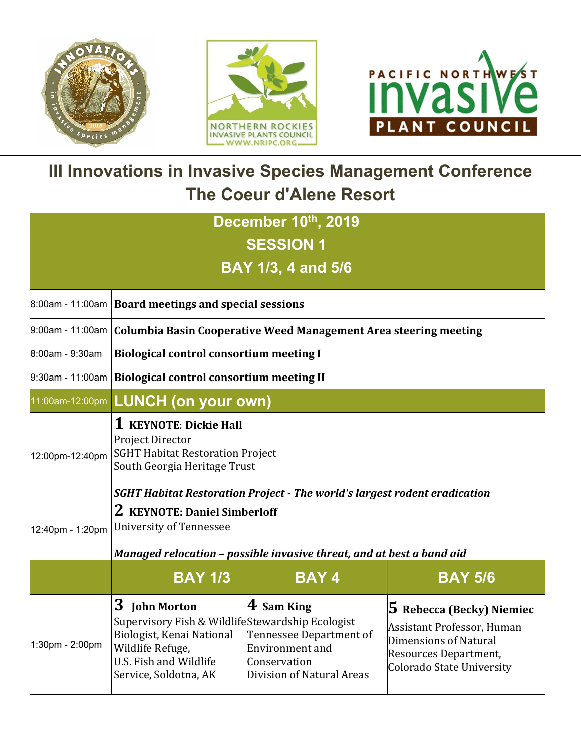# III Innovations in Invasive Species Management Conference

## The Coeur d'Alene Resort

| December 10th, 2019<br>SESSION 1<br>BAY 1/3, 4 and 5/6 | | | |
|---|---|---|---|
| 8:00am - 11:00am | **Board meetings and special sessions** | | |
| 9:00am - 11:00am | **Columbia Basin Cooperative Weed Management Area steering meeting** | | |
| 8:00am - 9:30am | **Biological control consortium meeting I** | | |
| 9:30am - 11:00am | **Biological control consortium meeting II** | | |
| 11:00am-12:00pm | **LUNCH (on your own)** | | |
| 12:00pm-12:40pm | **1 KEYNOTE: Dickie Hall**<br>Project Director<br>SGHT Habitat Restoration Project<br>South Georgia Heritage Trust<br><br>***SGHT Habitat Restoration Project - The world's largest rodent eradication*** | | |
| 12:40pm - 1:20pm | **2 KEYNOTE: Daniel Simberloff**<br>University of Tennessee<br><br>***Managed relocation – possible invasive threat, and at best a band aid*** | | |
| | **BAY 1/3** | **BAY 4** | **BAY 5/6** |
| 1:30pm - 2:00pm | **3 John Morton**<br>Supervisory Fish & Wildlife Biologist, Kenai National Wildlife Refuge,<br>U.S. Fish and Wildlife Service, Soldotna, AK | **4 Sam King**<br>Stewardship Ecologist<br>Tennessee Department of Environment and Conservation<br>Division of Natural Areas | **5 Rebecca (Becky) Niemiec**<br>Assistant Professor, Human Dimensions of Natural Resources Department, Colorado State University |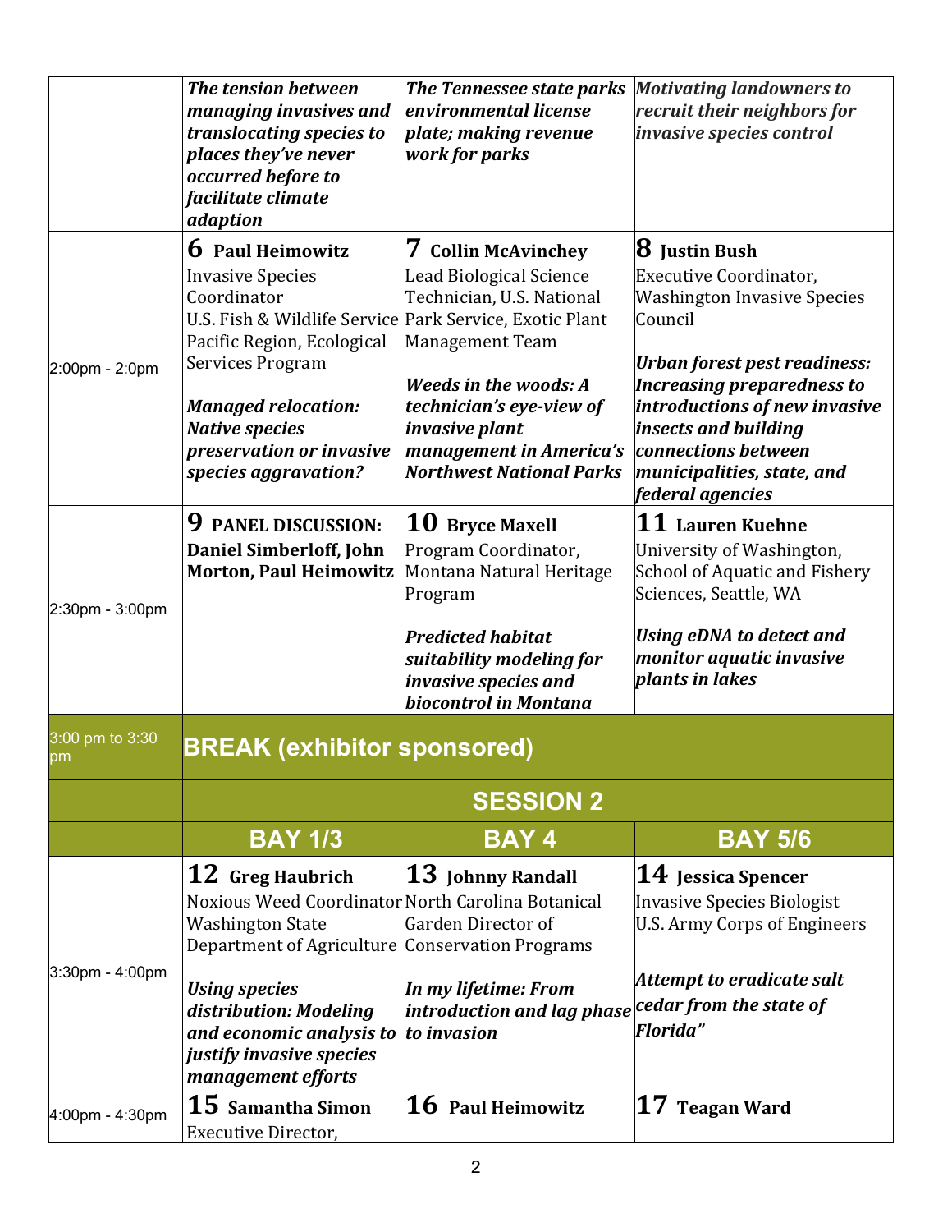| | | | |
|---|---|---|---|
| | ***The tension between managing invasives and translocating species to places they've never occurred before to facilitate climate adaption*** | ***The Tennessee state parks environmental license plate; making revenue work for parks*** | ***Motivating landowners to recruit their neighbors for invasive species control*** |
| 2:00pm - 2:0pm | **6 Paul Heimowitz**<br>Invasive Species Coordinator<br>U.S. Fish & Wildlife Service Pacific Region, Ecological Services Program<br><br>***Managed relocation: Native species preservation or invasive species aggravation?*** | **7 Collin McAvinchey**<br>Lead Biological Science Technician, U.S. National Park Service, Exotic Plant Management Team<br><br>***Weeds in the woods: A technician's eye-view of invasive plant management in America's Northwest National Parks*** | **8 Justin Bush**<br>Executive Coordinator, Washington Invasive Species Council<br><br>***Urban forest pest readiness: Increasing preparedness to introductions of new invasive insects and building connections between municipalities, state, and federal agencies*** |
| 2:30pm - 3:00pm | **9 PANEL DISCUSSION: Daniel Simberloff, John Morton, Paul Heimowitz** | **10 Bryce Maxell**<br>Program Coordinator, Montana Natural Heritage Program<br><br>***Predicted habitat suitability modeling for invasive species and biocontrol in Montana*** | **11 Lauren Kuehne**<br>University of Washington, School of Aquatic and Fishery Sciences, Seattle, WA<br><br>***Using eDNA to detect and monitor aquatic invasive plants in lakes*** |
| 3:00 pm to 3:30 pm | **BREAK (exhibitor sponsored)** | | |
| | **SESSION 2** | | |
| | **BAY 1/3** | **BAY 4** | **BAY 5/6** |
| 3:30pm - 4:00pm | **12 Greg Haubrich**<br>Noxious Weed Coordinator Washington State Department of Agriculture<br><br>***Using species distribution: Modeling and economic analysis to justify invasive species management efforts*** | **13 Johnny Randall**<br>North Carolina Botanical Garden Director of Conservation Programs<br><br>***In my lifetime: From introduction and lag phase to invasion*** | **14 Jessica Spencer**<br>Invasive Species Biologist<br>U.S. Army Corps of Engineers<br><br>***Attempt to eradicate salt cedar from the state of Florida"*** |
| 4:00pm - 4:30pm | **15 Samantha Simon**<br>Executive Director, | **16 Paul Heimowitz** | **17 Teagan Ward** |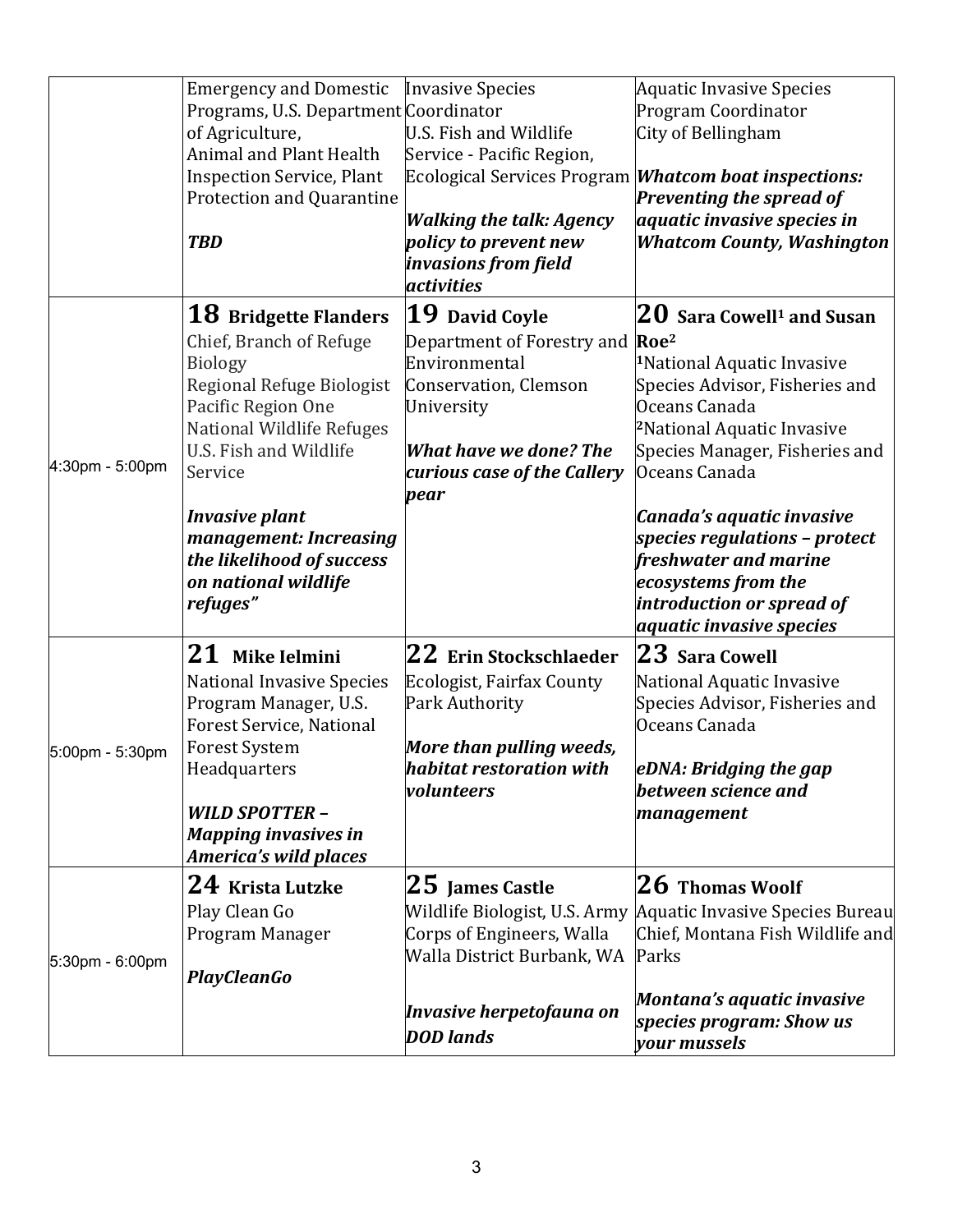| | | | |
|---|---|---|---|
| | Emergency and Domestic Programs, U.S. Department of Agriculture, Animal and Plant Health Inspection Service, Plant Protection and Quarantine<br><br>***TBD*** | Invasive Species Coordinator U.S. Fish and Wildlife Service - Pacific Region, Ecological Services Program<br><br>***Walking the talk: Agency policy to prevent new invasions from field activities*** | Aquatic Invasive Species Program Coordinator City of Bellingham<br><br>***Whatcom boat inspections: Preventing the spread of aquatic invasive species in Whatcom County, Washington*** |
| 4:30pm - 5:00pm | **18 Bridgette Flanders**<br>Chief, Branch of Refuge Biology Regional Refuge Biologist Pacific Region One National Wildlife Refuges U.S. Fish and Wildlife Service<br><br>***Invasive plant management: Increasing the likelihood of success on national wildlife refuges"*** | **19 David Coyle**<br>Department of Forestry and Environmental Conservation, Clemson University<br><br>***What have we done? The curious case of the Callery pear*** | **20 Sara Cowell[1] and Susan Roe[2]**<br>[1]National Aquatic Invasive Species Advisor, Fisheries and Oceans Canada<br>[2]National Aquatic Invasive Species Manager, Fisheries and Oceans Canada<br><br>***Canada's aquatic invasive species regulations – protect freshwater and marine ecosystems from the introduction or spread of aquatic invasive species*** |
| 5:00pm - 5:30pm | **21 Mike Ielmini**<br>National Invasive Species Program Manager, U.S. Forest Service, National Forest System Headquarters<br><br>***WILD SPOTTER – Mapping invasives in America's wild places*** | **22 Erin Stockschlaeder**<br>Ecologist, Fairfax County Park Authority<br><br>***More than pulling weeds, habitat restoration with volunteers*** | **23 Sara Cowell**<br>National Aquatic Invasive Species Advisor, Fisheries and Oceans Canada<br><br>***eDNA: Bridging the gap between science and management*** |
| 5:30pm - 6:00pm | **24 Krista Lutzke**<br>Play Clean Go Program Manager<br><br>***PlayCleanGo*** | **25 James Castle**<br>Wildlife Biologist, U.S. Army Corps of Engineers, Walla Walla District Burbank, WA<br><br>***Invasive herpetofauna on DOD lands*** | **26 Thomas Woolf**<br>Aquatic Invasive Species Bureau Chief, Montana Fish Wildlife and Parks<br><br>***Montana's aquatic invasive species program: Show us your mussels*** |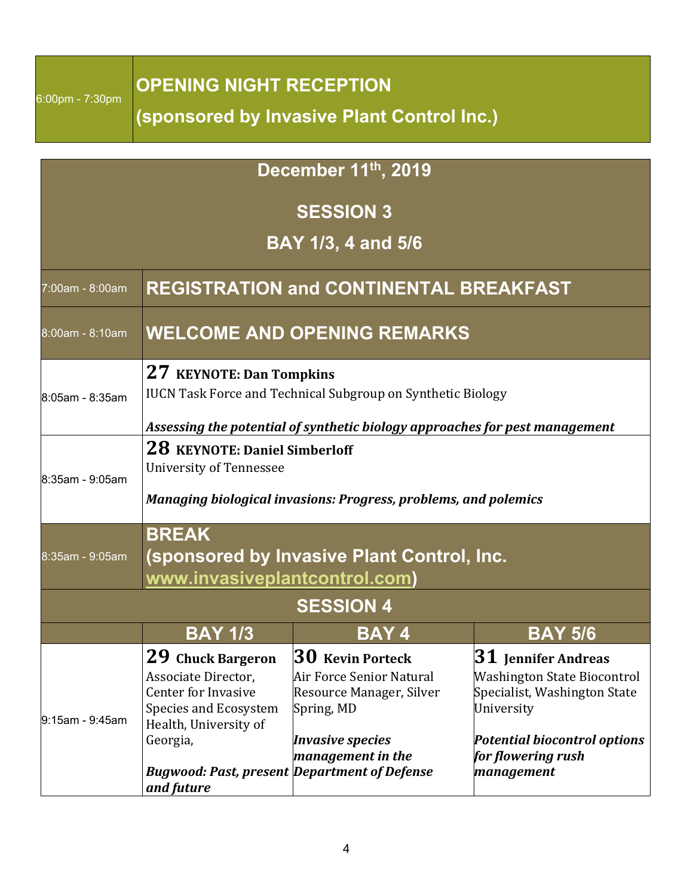| 6:00pm - 7:30pm | **OPENING NIGHT RECEPTION (sponsored by Invasive Plant Control Inc.)** |
|---|---|

## December 11th, 2019

## SESSION 3

## BAY 1/3, 4 and 5/6

| Time | Event |
|---|---|
| 7:00am - 8:00am | **REGISTRATION and CONTINENTAL BREAKFAST** |
| 8:00am - 8:10am | **WELCOME AND OPENING REMARKS** |
| 8:05am - 8:35am | **27 KEYNOTE: Dan Tompkins**<br>IUCN Task Force and Technical Subgroup on Synthetic Biology<br>***Assessing the potential of synthetic biology approaches for pest management*** |
| 8:35am - 9:05am | **28 KEYNOTE: Daniel Simberloff**<br>University of Tennessee<br>***Managing biological invasions: Progress, problems, and polemics*** |
| 8:35am - 9:05am | **BREAK (sponsored by Invasive Plant Control, Inc. www.invasiveplantcontrol.com)** |

## SESSION 4

| | BAY 1/3 | BAY 4 | BAY 5/6 |
|---|---|---|---|
| 9:15am - 9:45am | **29 Chuck Bargeron**<br>Associate Director, Center for Invasive Species and Ecosystem Health, University of Georgia,<br>***Bugwood: Past, present and future*** | **30 Kevin Porteck**<br>Air Force Senior Natural Resource Manager, Silver Spring, MD<br>***Invasive species management in the Department of Defense*** | **31 Jennifer Andreas**<br>Washington State Biocontrol Specialist, Washington State University<br>***Potential biocontrol options for flowering rush management*** |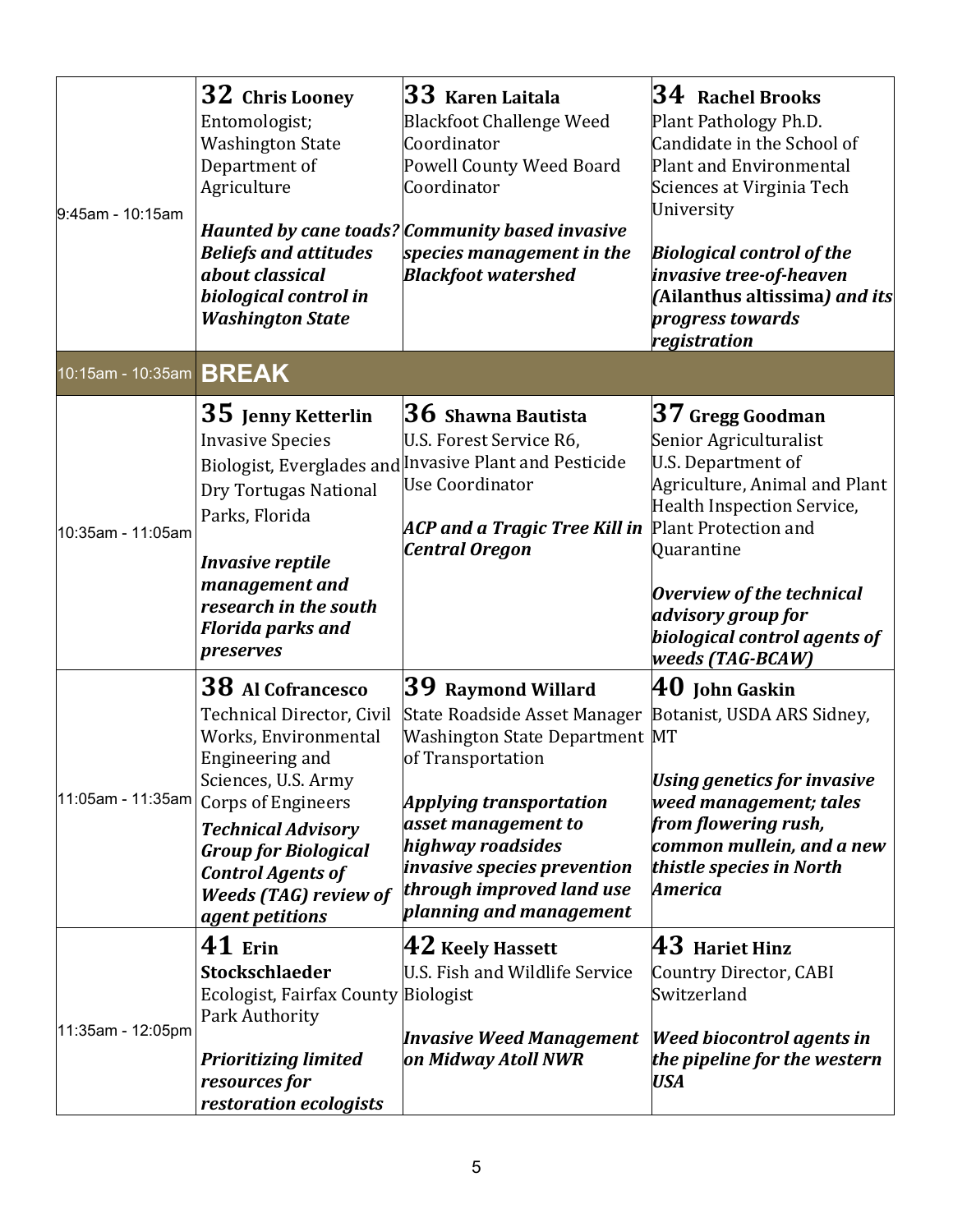| | | | |
|---|---|---|---|
| 9:45am - 10:15am | **32 Chris Looney**<br>Entomologist; Washington State Department of Agriculture<br><br>***Haunted by cane toads? Beliefs and attitudes about classical biological control in Washington State*** | **33 Karen Laitala**<br>Blackfoot Challenge Weed Coordinator<br>Powell County Weed Board Coordinator<br><br>***Community based invasive species management in the Blackfoot watershed*** | **34 Rachel Brooks**<br>Plant Pathology Ph.D. Candidate in the School of Plant and Environmental Sciences at Virginia Tech University<br><br>***Biological control of the invasive tree-of-heaven (*Ailanthus altissima*) and its progress towards registration*** |
| 10:15am - 10:35am | **BREAK** | | |
| 10:35am - 11:05am | **35 Jenny Ketterlin**<br>Invasive Species Biologist, Everglades and Dry Tortugas National Parks, Florida<br><br>***Invasive reptile management and research in the south Florida parks and preserves*** | **36 Shawna Bautista**<br>U.S. Forest Service R6, Invasive Plant and Pesticide Use Coordinator<br><br>***ACP and a Tragic Tree Kill in Central Oregon*** | **37 Gregg Goodman**<br>Senior Agriculturalist<br>U.S. Department of Agriculture, Animal and Plant Health Inspection Service, Plant Protection and Quarantine<br><br>***Overview of the technical advisory group for biological control agents of weeds (TAG-BCAW)*** |
| 11:05am - 11:35am | **38 Al Cofrancesco**<br>Technical Director, Civil Works, Environmental Engineering and Sciences, U.S. Army Corps of Engineers<br>***Technical Advisory Group for Biological Control Agents of Weeds (TAG) review of agent petitions*** | **39 Raymond Willard**<br>State Roadside Asset Manager Washington State Department of Transportation<br><br>***Applying transportation asset management to highway roadsides invasive species prevention through improved land use planning and management*** | **40 John Gaskin**<br>Botanist, USDA ARS Sidney, MT<br><br>***Using genetics for invasive weed management; tales from flowering rush, common mullein, and a new thistle species in North America*** |
| 11:35am - 12:05pm | **41 Erin Stockschlaeder**<br>Ecologist, Fairfax County Park Authority<br><br>***Prioritizing limited resources for restoration ecologists*** | **42 Keely Hassett**<br>U.S. Fish and Wildlife Service Biologist<br><br>***Invasive Weed Management on Midway Atoll NWR*** | **43 Hariet Hinz**<br>Country Director, CABI Switzerland<br><br>***Weed biocontrol agents in the pipeline for the western USA*** |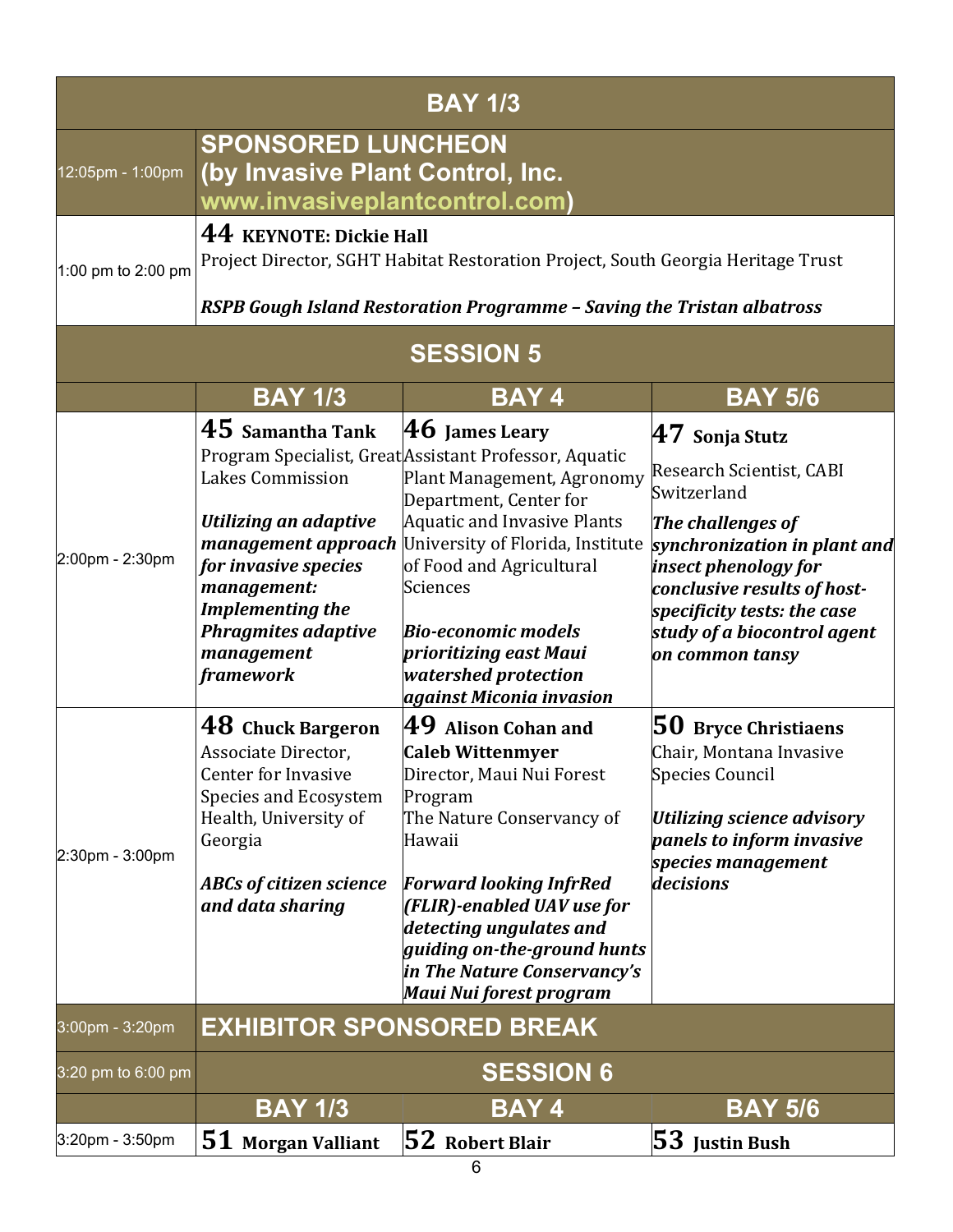| BAY 1/3 | | | |
|---|---|---|---|
| 12:05pm - 1:00pm | **SPONSORED LUNCHEON (by Invasive Plant Control, Inc. www.invasiveplantcontrol.com)** | | |
| 1:00 pm to 2:00 pm | **44 KEYNOTE: Dickie Hall** Project Director, SGHT Habitat Restoration Project, South Georgia Heritage Trust ***RSPB Gough Island Restoration Programme – Saving the Tristan albatross*** | | |
| **SESSION 5** | | | |
| | **BAY 1/3** | **BAY 4** | **BAY 5/6** |
| 2:00pm - 2:30pm | **45 Samantha Tank** Program Specialist, Great Lakes Commission ***Utilizing an adaptive management approach for invasive species management: Implementing the Phragmites adaptive management framework*** | **46 James Leary** Assistant Professor, Aquatic Plant Management, Agronomy Department, Center for Aquatic and Invasive Plants University of Florida, Institute of Food and Agricultural Sciences ***Bio-economic models prioritizing east Maui watershed protection against Miconia invasion*** | **47 Sonja Stutz** Research Scientist, CABI Switzerland ***The challenges of synchronization in plant and insect phenology for conclusive results of host-specificity tests: the case study of a biocontrol agent on common tansy*** |
| 2:30pm - 3:00pm | **48 Chuck Bargeron** Associate Director, Center for Invasive Species and Ecosystem Health, University of Georgia ***ABCs of citizen science and data sharing*** | **49 Alison Cohan and Caleb Wittenmyer** Director, Maui Nui Forest Program The Nature Conservancy of Hawaii ***Forward looking InfrRed (FLIR)-enabled UAV use for detecting ungulates and guiding on-the-ground hunts in The Nature Conservancy's Maui Nui forest program*** | **50 Bryce Christiaens** Chair, Montana Invasive Species Council ***Utilizing science advisory panels to inform invasive species management decisions*** |
| 3:00pm - 3:20pm | **EXHIBITOR SPONSORED BREAK** | | |
| 3:20 pm to 6:00 pm | **SESSION 6** | | |
| | **BAY 1/3** | **BAY 4** | **BAY 5/6** |
| 3:20pm - 3:50pm | **51 Morgan Valliant** | **52 Robert Blair** | **53 Justin Bush** |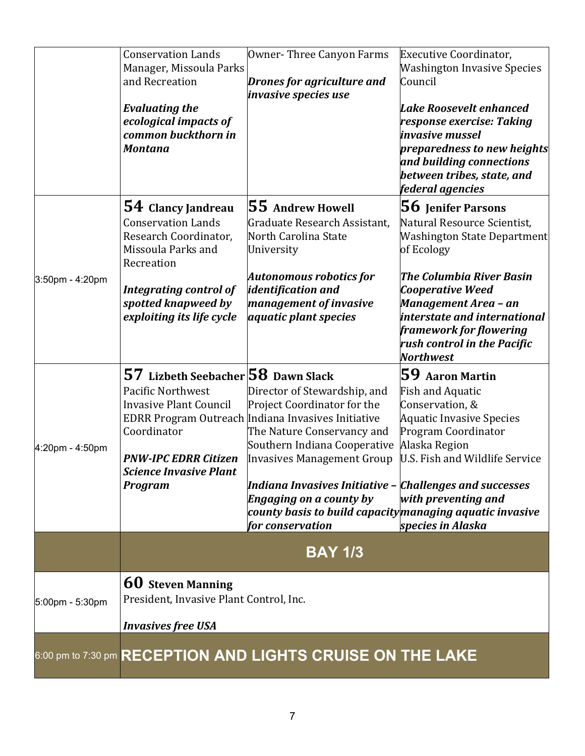| | | | |
|---|---|---|---|
| | Conservation Lands Manager, Missoula Parks and Recreation<br><br>***Evaluating the ecological impacts of common buckthorn in Montana*** | Owner- Three Canyon Farms<br><br>***Drones for agriculture and invasive species use*** | Executive Coordinator, Washington Invasive Species Council<br><br>***Lake Roosevelt enhanced response exercise: Taking invasive mussel preparedness to new heights and building connections between tribes, state, and federal agencies*** |
| 3:50pm - 4:20pm | **54 Clancy Jandreau**<br>Conservation Lands Research Coordinator, Missoula Parks and Recreation<br><br>***Integrating control of spotted knapweed by exploiting its life cycle*** | **55 Andrew Howell**<br>Graduate Research Assistant, North Carolina State University<br><br>***Autonomous robotics for identification and management of invasive aquatic plant species*** | **56 Jenifer Parsons**<br>Natural Resource Scientist, Washington State Department of Ecology<br><br>***The Columbia River Basin Cooperative Weed Management Area – an interstate and international framework for flowering rush control in the Pacific Northwest*** |
| 4:20pm - 4:50pm | **57 Lizbeth Seebacher**<br>Pacific Northwest Invasive Plant Council EDRR Program Outreach Coordinator<br><br>***PNW-IPC EDRR Citizen Science Invasive Plant Program*** | **58 Dawn Slack**<br>Director of Stewardship, and Project Coordinator for the Indiana Invasives Initiative The Nature Conservancy and Southern Indiana Cooperative Invasives Management Group<br><br>***Indiana Invasives Initiative – Engaging on a county by county basis to build capacity for conservation*** | **59 Aaron Martin**<br>Fish and Aquatic Conservation, & Aquatic Invasive Species Program Coordinator Alaska Region U.S. Fish and Wildlife Service<br><br>***Challenges and successes with preventing and managing aquatic invasive species in Alaska*** |
| | **BAY 1/3** | | |
| 5:00pm - 5:30pm | **60 Steven Manning**<br>President, Invasive Plant Control, Inc.<br><br>***Invasives free USA*** | | |
| 6:00 pm to 7:30 pm | **RECEPTION AND LIGHTS CRUISE ON THE LAKE** | | |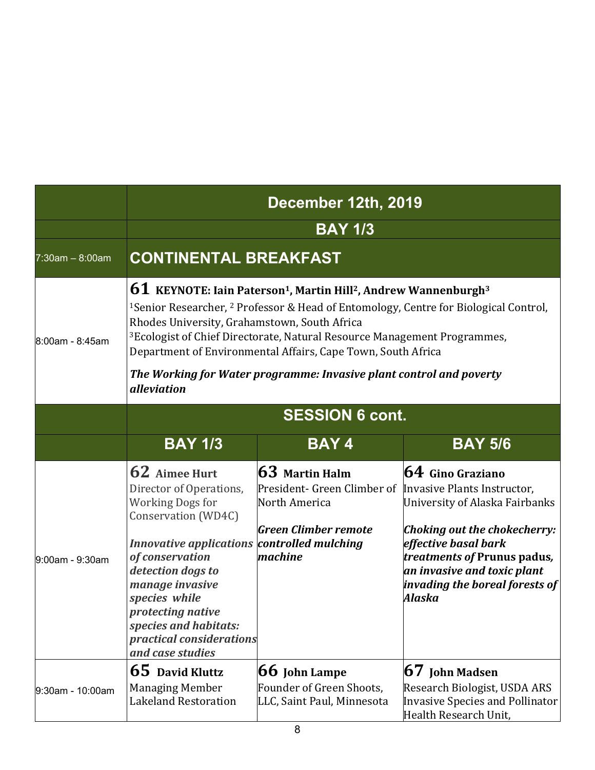| | December 12th, 2019 | | |
|---|---|---|---|
| | **BAY 1/3** | | |
| 7:30am – 8:00am | **CONTINENTAL BREAKFAST** | | |
| 8:00am - 8:45am | **61 KEYNOTE: Iain Paterson[1], Martin Hill[2], Andrew Wannenburgh[3]**<br>[1]Senior Researcher, [2] Professor & Head of Entomology, Centre for Biological Control, Rhodes University, Grahamstown, South Africa<br>[3]Ecologist of Chief Directorate, Natural Resource Management Programmes, Department of Environmental Affairs, Cape Town, South Africa<br>***The Working for Water programme: Invasive plant control and poverty alleviation*** | | |
| | **SESSION 6 cont.** | | |
| | **BAY 1/3** | **BAY 4** | **BAY 5/6** |
| 9:00am - 9:30am | **62 Aimee Hurt**<br>Director of Operations, Working Dogs for Conservation (WD4C)<br>***Innovative applications of conservation detection dogs to manage invasive species while protecting native species and habitats: practical considerations and case studies*** | **63 Martin Halm**<br>President- Green Climber of North America<br>***Green Climber remote controlled mulching machine*** | **64 Gino Graziano**<br>Invasive Plants Instructor, University of Alaska Fairbanks<br>***Choking out the chokecherry: effective basal bark treatments of* Prunus padus, *an invasive and toxic plant invading the boreal forests of Alaska*** |
| 9:30am - 10:00am | **65 David Kluttz**<br>Managing Member Lakeland Restoration | **66 John Lampe**<br>Founder of Green Shoots, LLC, Saint Paul, Minnesota | **67 John Madsen**<br>Research Biologist, USDA ARS Invasive Species and Pollinator Health Research Unit, |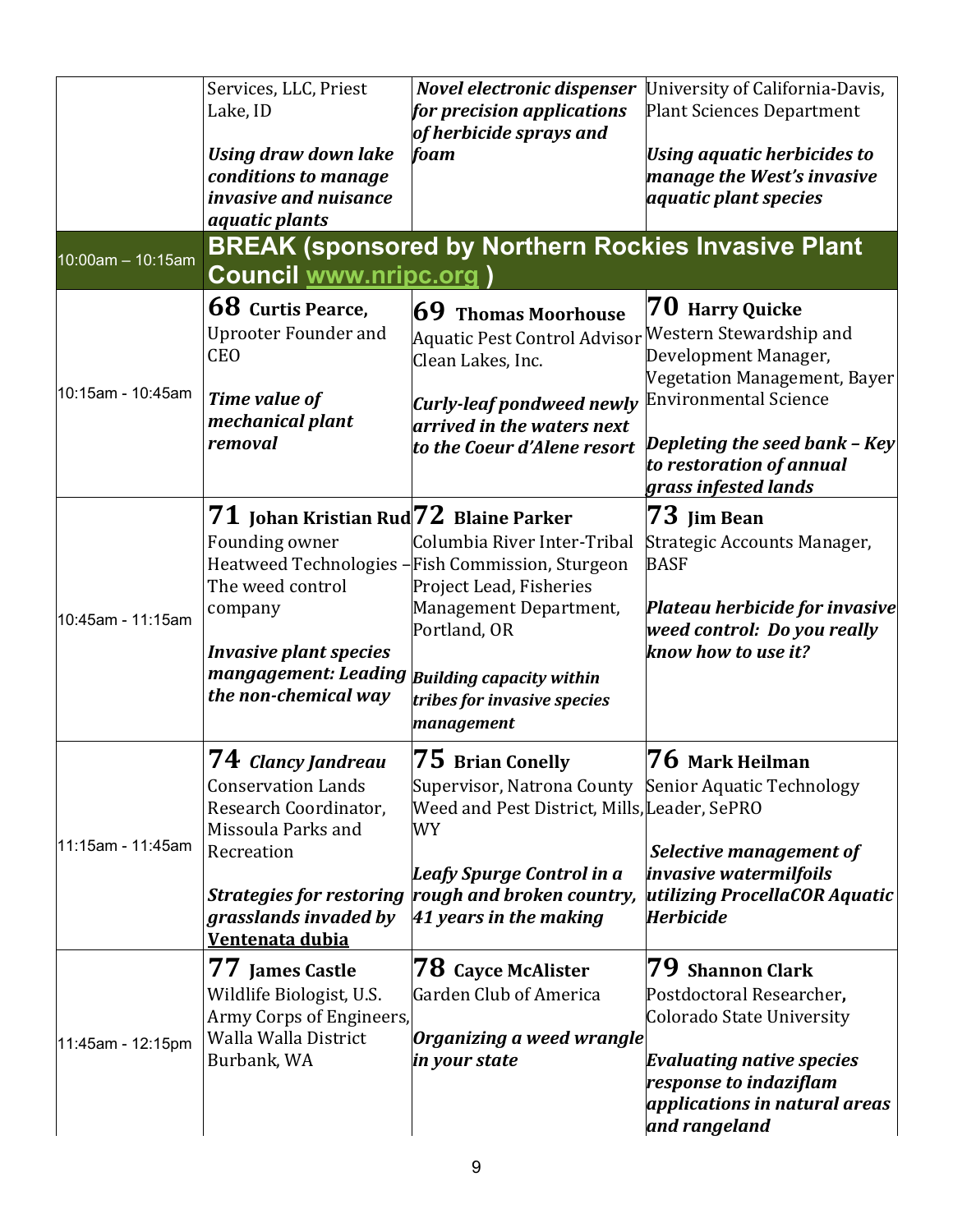| | | | |
|---|---|---|---|
| | Services, LLC, Priest Lake, ID<br><br>***Using draw down lake conditions to manage invasive and nuisance aquatic plants*** | ***Novel electronic dispenser for precision applications of herbicide sprays and foam*** | University of California-Davis, Plant Sciences Department<br><br>***Using aquatic herbicides to manage the West's invasive aquatic plant species*** |
| 10:00am – 10:15am | **BREAK (sponsored by Northern Rockies Invasive Plant Council www.nripc.org )** | | |
| 10:15am - 10:45am | **68 Curtis Pearce,**<br>Uprooter Founder and CEO<br><br>***Time value of mechanical plant removal*** | **69 Thomas Moorhouse**<br>Aquatic Pest Control Advisor Clean Lakes, Inc.<br><br>***Curly-leaf pondweed newly arrived in the waters next to the Coeur d'Alene resort*** | **70 Harry Quicke**<br>Western Stewardship and Development Manager, Vegetation Management, Bayer Environmental Science<br><br>***Depleting the seed bank – Key to restoration of annual grass infested lands*** |
| 10:45am - 11:15am | **71 Johan Kristian Rud**<br>Founding owner Heatweed Technologies – The weed control company<br><br>***Invasive plant species mangagement: Leading the non-chemical way*** | **72 Blaine Parker**<br>Columbia River Inter-Tribal Fish Commission, Sturgeon Project Lead, Fisheries Management Department, Portland, OR<br><br>***Building capacity within tribes for invasive species management*** | **73 Jim Bean**<br>Strategic Accounts Manager, BASF<br><br>***Plateau herbicide for invasive weed control: Do you really know how to use it?*** |
| 11:15am - 11:45am | **74 *Clancy Jandreau***<br>Conservation Lands Research Coordinator, Missoula Parks and Recreation<br><br>***Strategies for restoring grasslands invaded by <u>Ventenata dubia</u>*** | **75 Brian Conelly**<br>Supervisor, Natrona County Weed and Pest District, Mills, WY<br><br>***Leafy Spurge Control in a rough and broken country, 41 years in the making*** | **76 Mark Heilman**<br>Senior Aquatic Technology Leader, SePRO<br><br>***Selective management of invasive watermilfoils utilizing ProcellaCOR Aquatic Herbicide*** |
| 11:45am - 12:15pm | **77 James Castle**<br>Wildlife Biologist, U.S. Army Corps of Engineers, Walla Walla District Burbank, WA | **78 Cayce McAlister**<br>Garden Club of America<br><br>***Organizing a weed wrangle in your state*** | **79 Shannon Clark**<br>Postdoctoral Researcher, Colorado State University<br><br>***Evaluating native species response to indaziflam applications in natural areas and rangeland*** |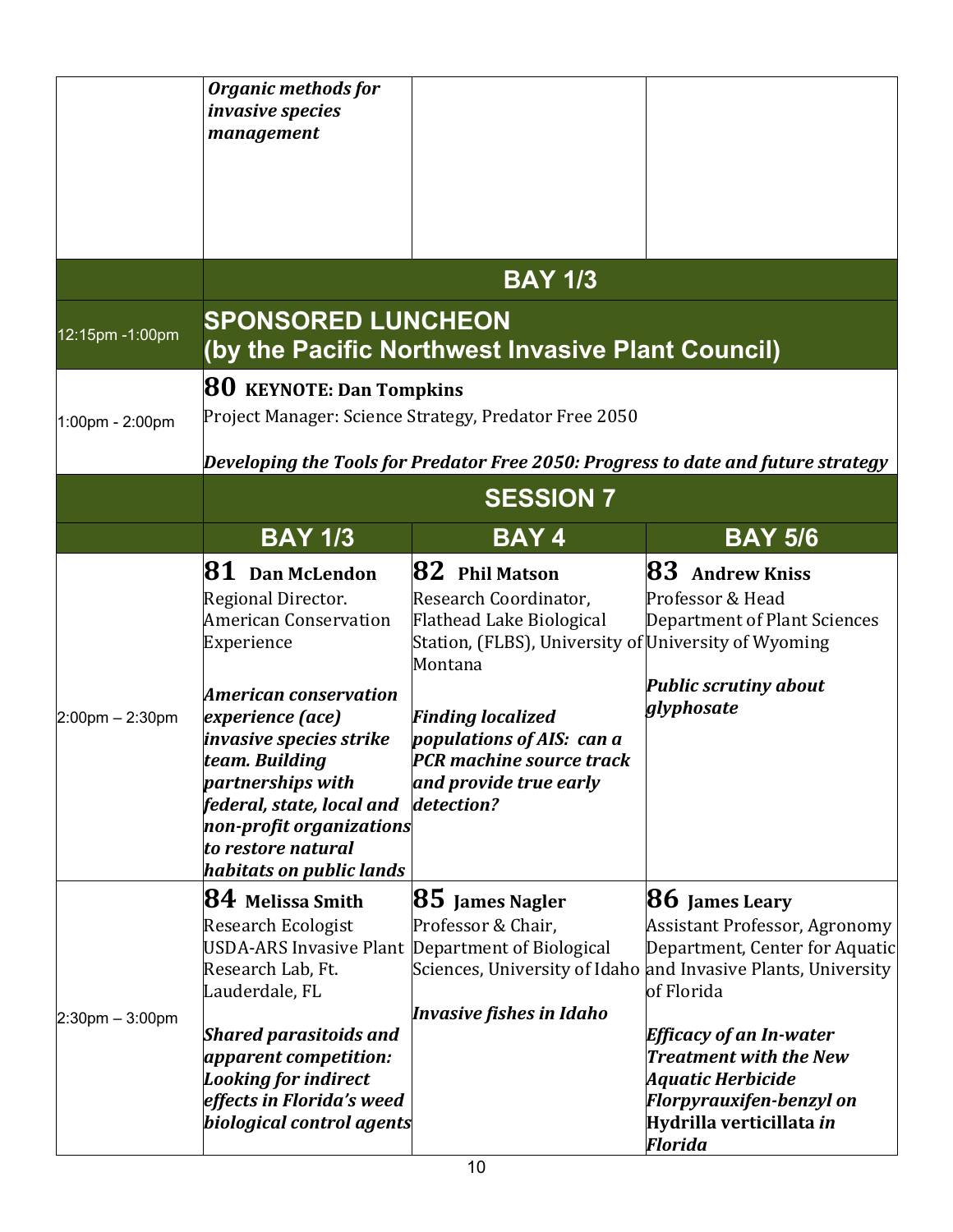| | | | |
|---|---|---|---|
| | ***Organic methods for invasive species management*** | | |
| | **BAY 1/3** | | |
| 12:15pm -1:00pm | **SPONSORED LUNCHEON (by the Pacific Northwest Invasive Plant Council)** | | |
| 1:00pm - 2:00pm | **80 KEYNOTE: Dan Tompkins**<br>Project Manager: Science Strategy, Predator Free 2050<br><br>***Developing the Tools for Predator Free 2050: Progress to date and future strategy*** | | |
| | **SESSION 7** | | |
| | **BAY 1/3** | **BAY 4** | **BAY 5/6** |
| 2:00pm – 2:30pm | **81 Dan McLendon**<br>Regional Director. American Conservation Experience<br><br>***American conservation experience (ace) invasive species strike team. Building partnerships with federal, state, local and non-profit organizations to restore natural habitats on public lands*** | **82 Phil Matson**<br>Research Coordinator, Flathead Lake Biological Station, (FLBS), University of Montana<br><br>***Finding localized populations of AIS: can a PCR machine source track and provide true early detection?*** | **83 Andrew Kniss**<br>Professor & Head Department of Plant Sciences University of Wyoming<br><br>***Public scrutiny about glyphosate*** |
| 2:30pm – 3:00pm | **84 Melissa Smith**<br>Research Ecologist USDA-ARS Invasive Plant Research Lab, Ft. Lauderdale, FL<br><br>***Shared parasitoids and apparent competition: Looking for indirect effects in Florida's weed biological control agents*** | **85 James Nagler**<br>Professor & Chair, Department of Biological Sciences, University of Idaho<br><br>***Invasive fishes in Idaho*** | **86 James Leary**<br>Assistant Professor, Agronomy Department, Center for Aquatic and Invasive Plants, University of Florida<br><br>***Efficacy of an In-water Treatment with the New Aquatic Herbicide Florpyrauxifen-benzyl on*** **Hydrilla verticillata** ***in Florida*** |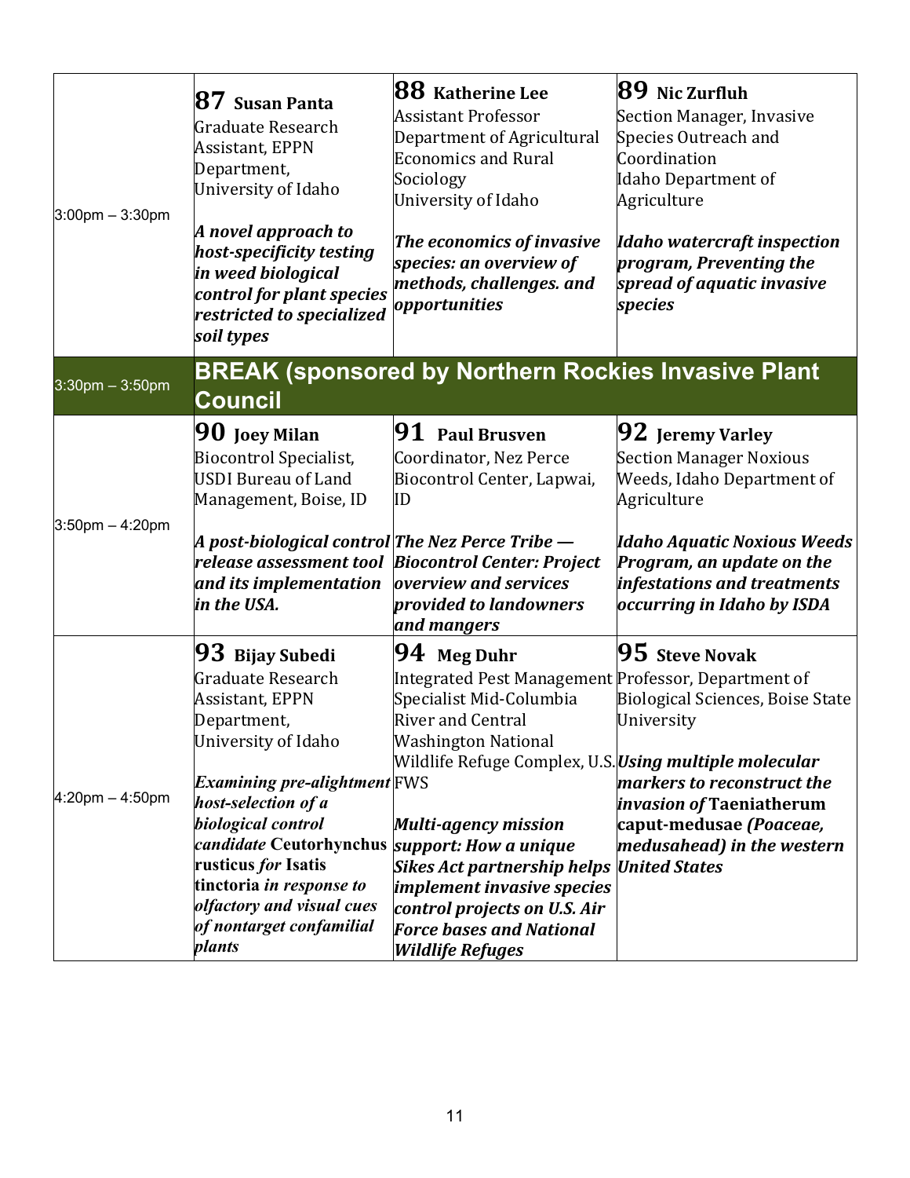| | | | |
|---|---|---|---|
| 3:00pm – 3:30pm | **87 Susan Panta**<br>Graduate Research Assistant, EPPN Department, University of Idaho<br><br>***A novel approach to host-specificity testing in weed biological control for plant species restricted to specialized soil types*** | **88 Katherine Lee**<br>Assistant Professor Department of Agricultural Economics and Rural Sociology University of Idaho<br><br>***The economics of invasive species: an overview of methods, challenges. and opportunities*** | **89 Nic Zurfluh**<br>Section Manager, Invasive Species Outreach and Coordination Idaho Department of Agriculture<br><br>***Idaho watercraft inspection program, Preventing the spread of aquatic invasive species*** |
| 3:30pm – 3:50pm | **BREAK (sponsored by Northern Rockies Invasive Plant Council** | | |
| 3:50pm – 4:20pm | **90 Joey Milan**<br>Biocontrol Specialist, USDI Bureau of Land Management, Boise, ID<br><br>***A post-biological control release assessment tool and its implementation in the USA.*** | **91 Paul Brusven**<br>Coordinator, Nez Perce Biocontrol Center, Lapwai, ID<br><br>***The Nez Perce Tribe — Biocontrol Center: Project overview and services provided to landowners and mangers*** | **92 Jeremy Varley**<br>Section Manager Noxious Weeds, Idaho Department of Agriculture<br><br>***Idaho Aquatic Noxious Weeds Program, an update on the infestations and treatments occurring in Idaho by ISDA*** |
| 4:20pm – 4:50pm | **93 Bijay Subedi**<br>Graduate Research Assistant, EPPN Department, University of Idaho<br><br>***Examining pre-alightment host-selection of a biological control candidate* Ceutorhynchus rusticus *for* Isatis tinctoria *in response to olfactory and visual cues of nontarget confamilial plants*** | **94 Meg Duhr**<br>Integrated Pest Management Specialist Mid-Columbia River and Central Washington National Wildlife Refuge Complex, U.S. FWS<br><br>***Multi-agency mission support: How a unique Sikes Act partnership helps implement invasive species control projects on U.S. Air Force bases and National Wildlife Refuges*** | **95 Steve Novak**<br>Professor, Department of Biological Sciences, Boise State University<br><br>***Using multiple molecular markers to reconstruct the invasion of* Taeniatherum caput-medusae *(Poaceae, medusahead) in the western United States*** |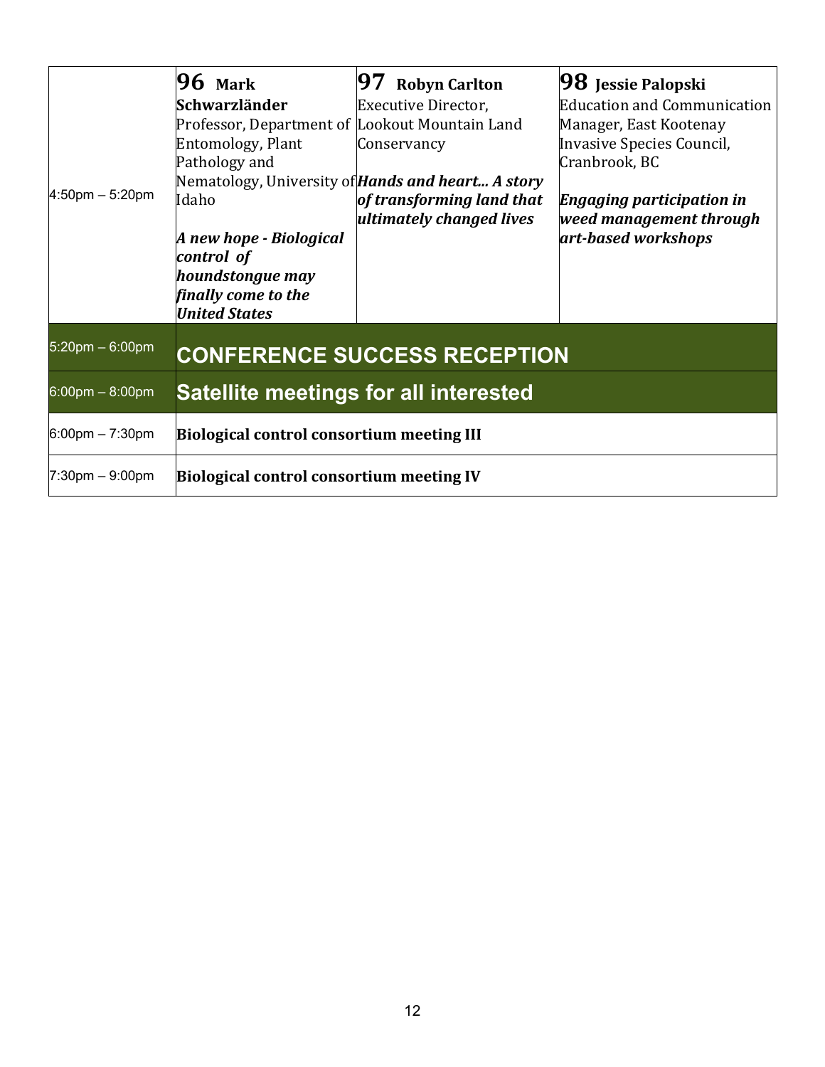| | | | |
|---|---|---|---|
| 4:50pm – 5:20pm | **96 Mark Schwarzländer**<br>Professor, Department of Entomology, Plant Pathology and Nematology, University of Idaho<br><br>***A new hope - Biological control of houndstongue may finally come to the United States*** | **97 Robyn Carlton**<br>Executive Director, Lookout Mountain Land Conservancy<br><br>***Hands and heart... A story of transforming land that ultimately changed lives*** | **98 Jessie Palopski**<br>Education and Communication Manager, East Kootenay Invasive Species Council, Cranbrook, BC<br><br>***Engaging participation in weed management through art-based workshops*** |
| 5:20pm – 6:00pm | **CONFERENCE SUCCESS RECEPTION** | | |
| 6:00pm – 8:00pm | **Satellite meetings for all interested** | | |
| 6:00pm – 7:30pm | **Biological control consortium meeting III** | | |
| 7:30pm – 9:00pm | **Biological control consortium meeting IV** | | |